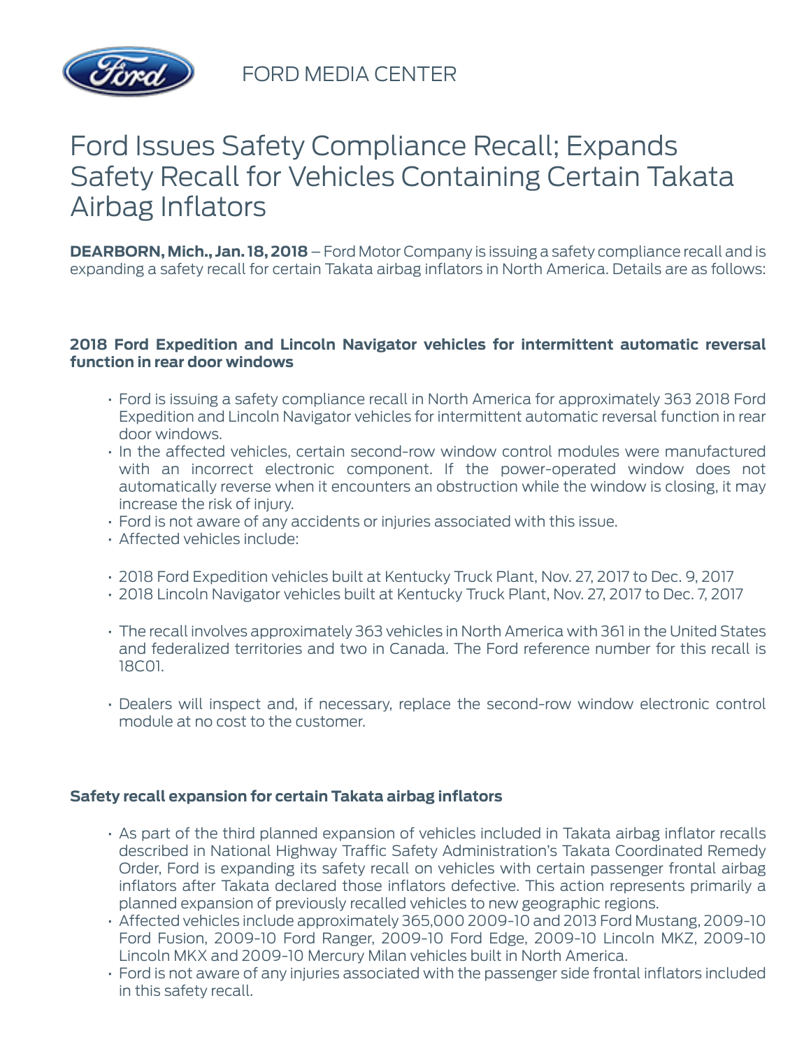FORD MEDIA CENTER

# Ford Issues Safety Compliance Recall; Expands Safety Recall for Vehicles Containing Certain Takata Airbag Inflators

**DEARBORN, Mich., Jan. 18, 2018** – Ford Motor Company is issuing a safety compliance recall and is expanding a safety recall for certain Takata airbag inflators in North America. Details are as follows:

## 2018 Ford Expedition and Lincoln Navigator vehicles for intermittent automatic reversal function in rear door windows

- Ford is issuing a safety compliance recall in North America for approximately 363 2018 Ford Expedition and Lincoln Navigator vehicles for intermittent automatic reversal function in rear door windows.
- In the affected vehicles, certain second-row window control modules were manufactured with an incorrect electronic component. If the power-operated window does not automatically reverse when it encounters an obstruction while the window is closing, it may increase the risk of injury.
- Ford is not aware of any accidents or injuries associated with this issue.
- Affected vehicles include:

- 2018 Ford Expedition vehicles built at Kentucky Truck Plant, Nov. 27, 2017 to Dec. 9, 2017
- 2018 Lincoln Navigator vehicles built at Kentucky Truck Plant, Nov. 27, 2017 to Dec. 7, 2017

- The recall involves approximately 363 vehicles in North America with 361 in the United States and federalized territories and two in Canada. The Ford reference number for this recall is 18C01.

- Dealers will inspect and, if necessary, replace the second-row window electronic control module at no cost to the customer.

## Safety recall expansion for certain Takata airbag inflators

- As part of the third planned expansion of vehicles included in Takata airbag inflator recalls described in National Highway Traffic Safety Administration's Takata Coordinated Remedy Order, Ford is expanding its safety recall on vehicles with certain passenger frontal airbag inflators after Takata declared those inflators defective. This action represents primarily a planned expansion of previously recalled vehicles to new geographic regions.
- Affected vehicles include approximately 365,000 2009-10 and 2013 Ford Mustang, 2009-10 Ford Fusion, 2009-10 Ford Ranger, 2009-10 Ford Edge, 2009-10 Lincoln MKZ, 2009-10 Lincoln MKX and 2009-10 Mercury Milan vehicles built in North America.
- Ford is not aware of any injuries associated with the passenger side frontal inflators included in this safety recall.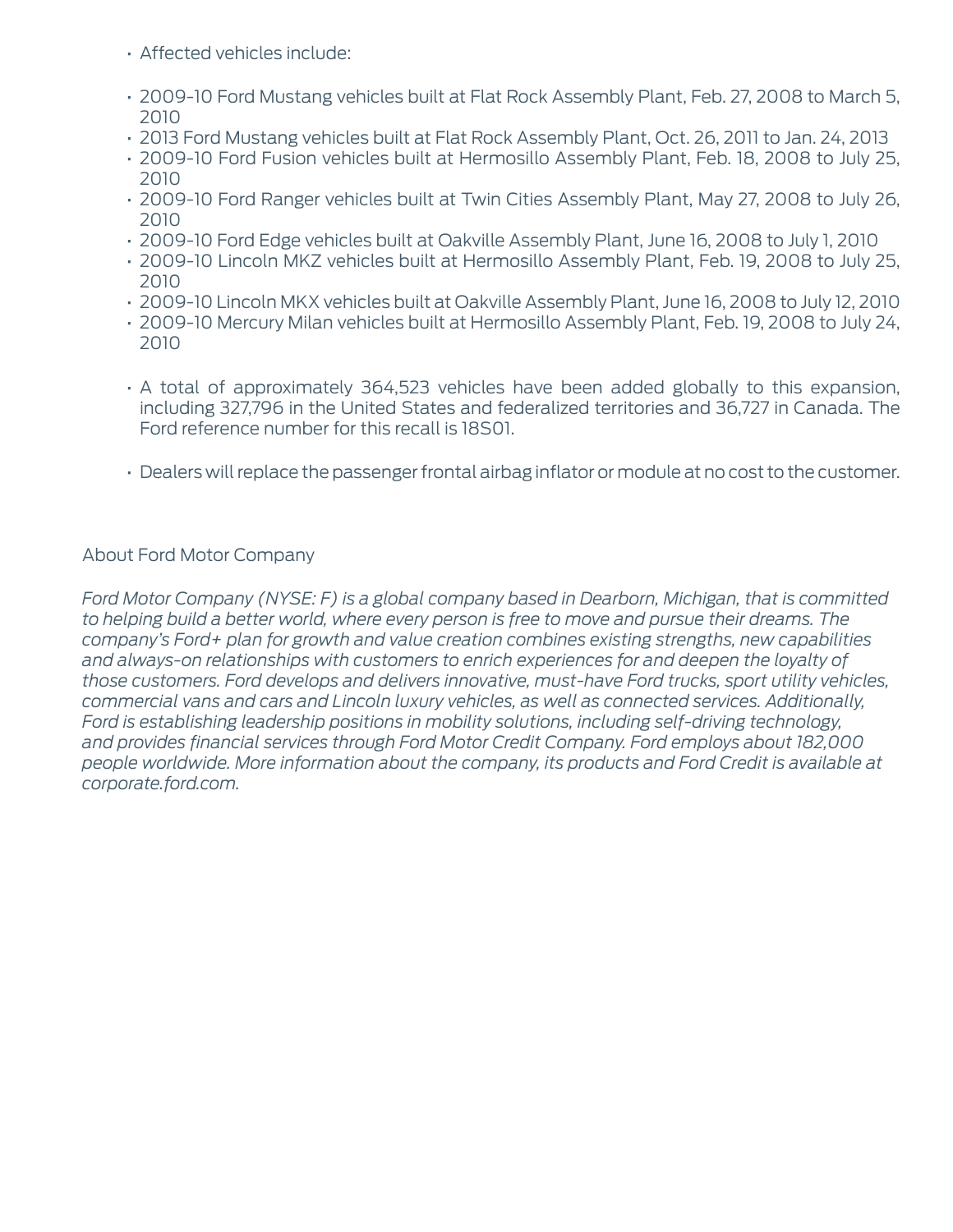- Affected vehicles include:

- 2009-10 Ford Mustang vehicles built at Flat Rock Assembly Plant, Feb. 27, 2008 to March 5, 2010
- 2013 Ford Mustang vehicles built at Flat Rock Assembly Plant, Oct. 26, 2011 to Jan. 24, 2013
- 2009-10 Ford Fusion vehicles built at Hermosillo Assembly Plant, Feb. 18, 2008 to July 25, 2010
- 2009-10 Ford Ranger vehicles built at Twin Cities Assembly Plant, May 27, 2008 to July 26, 2010
- 2009-10 Ford Edge vehicles built at Oakville Assembly Plant, June 16, 2008 to July 1, 2010
- 2009-10 Lincoln MKZ vehicles built at Hermosillo Assembly Plant, Feb. 19, 2008 to July 25, 2010
- 2009-10 Lincoln MKX vehicles built at Oakville Assembly Plant, June 16, 2008 to July 12, 2010
- 2009-10 Mercury Milan vehicles built at Hermosillo Assembly Plant, Feb. 19, 2008 to July 24, 2010

- A total of approximately 364,523 vehicles have been added globally to this expansion, including 327,796 in the United States and federalized territories and 36,727 in Canada. The Ford reference number for this recall is 18S01.

- Dealers will replace the passenger frontal airbag inflator or module at no cost to the customer.

About Ford Motor Company

*Ford Motor Company (NYSE: F) is a global company based in Dearborn, Michigan, that is committed to helping build a better world, where every person is free to move and pursue their dreams. The company's Ford+ plan for growth and value creation combines existing strengths, new capabilities and always-on relationships with customers to enrich experiences for and deepen the loyalty of those customers. Ford develops and delivers innovative, must-have Ford trucks, sport utility vehicles, commercial vans and cars and Lincoln luxury vehicles, as well as connected services. Additionally, Ford is establishing leadership positions in mobility solutions, including self-driving technology, and provides financial services through Ford Motor Credit Company. Ford employs about 182,000 people worldwide. More information about the company, its products and Ford Credit is available at corporate.ford.com.*